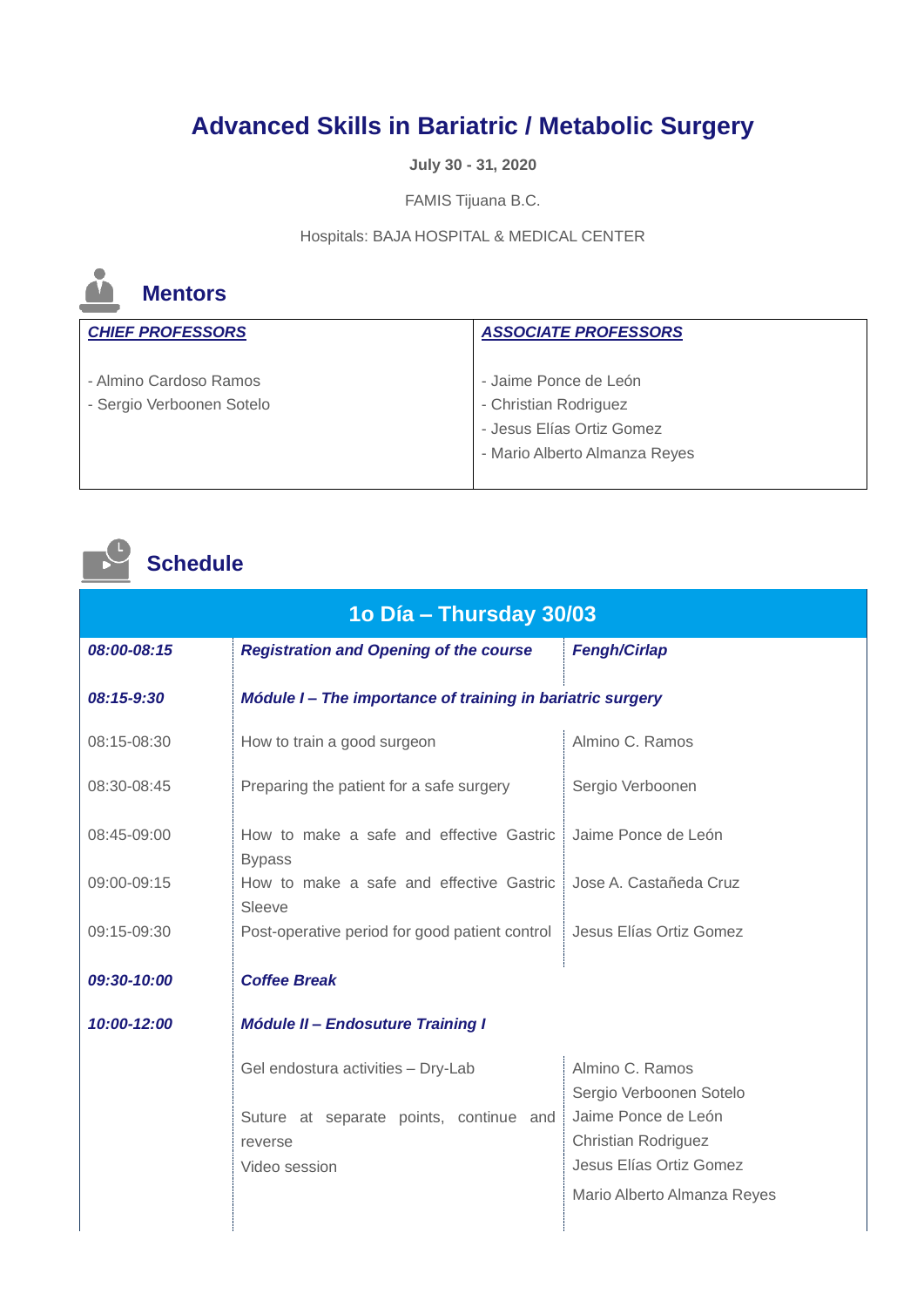# Advanced Skills in Bariatric / Metabolic Surgery

**July 30 - 31, 2020**

FAMIS Tijuana B.C.

Hospitals: BAJA HOSPITAL & MEDICAL CENTER

## Mentors

| ***CHIEF PROFESSORS*** | ***ASSOCIATE PROFESSORS*** |
|---|---|
| - Almino Cardoso Ramos<br>- Sergio Verboonen Sotelo | - Jaime Ponce de León<br>- Christian Rodriguez<br>- Jesus Elías Ortiz Gomez<br>- Mario Alberto Almanza Reyes |

## Schedule

| **1o Día – Thursday 30/03** | | |
|---|---|---|
| ***08:00-08:15*** | ***Registration and Opening of the course*** | ***Fengh/Cirlap*** |
| ***08:15-9:30*** | ***Módule I – The importance of training in bariatric surgery*** | |
| 08:15-08:30 | How to train a good surgeon | Almino C. Ramos |
| 08:30-08:45 | Preparing the patient for a safe surgery | Sergio Verboonen |
| 08:45-09:00 | How to make a safe and effective Gastric Bypass | Jaime Ponce de León |
| 09:00-09:15 | How to make a safe and effective Gastric Sleeve | Jose A. Castañeda Cruz |
| 09:15-09:30 | Post-operative period for good patient control | Jesus Elías Ortiz Gomez |
| ***09:30-10:00*** | ***Coffee Break*** | |
| ***10:00-12:00*** | ***Módule II – Endosuture Training I*** | |
| | Gel endostura activities – Dry-Lab<br>Suture at separate points, continue and reverse<br>Video session | Almino C. Ramos<br>Sergio Verboonen Sotelo<br>Jaime Ponce de León<br>Christian Rodriguez<br>Jesus Elías Ortiz Gomez<br>Mario Alberto Almanza Reyes |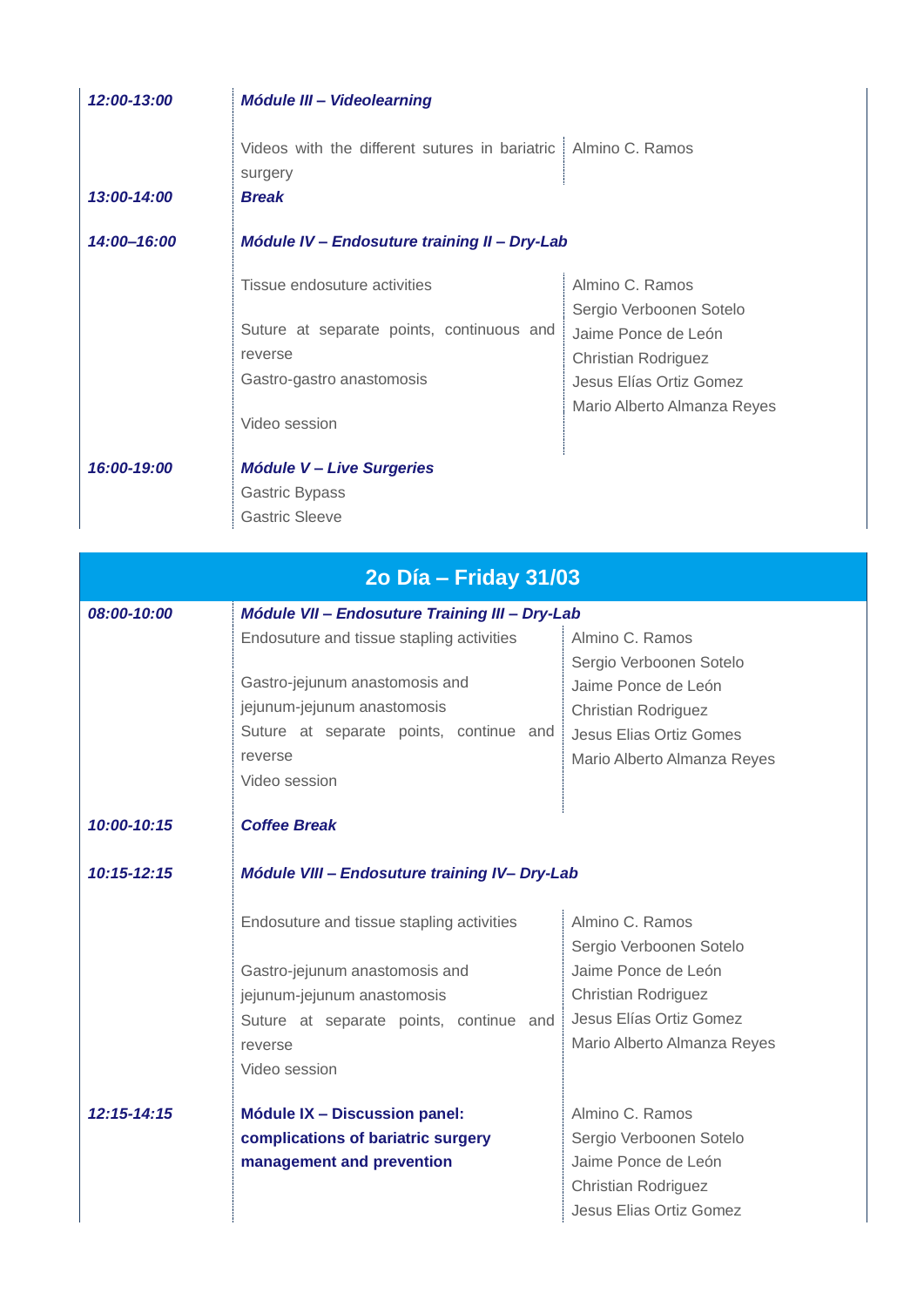| | | |
|---|---|---|
| ***12:00-13:00*** | ***Módule III – Videolearning*** | |
| | Videos with the different sutures in bariatric surgery | Almino C. Ramos |
| ***13:00-14:00*** | ***Break*** | |
| ***14:00–16:00*** | ***Módule IV – Endosuture training II – Dry-Lab*** | |
| | Tissue endosuture activities<br><br>Suture at separate points, continuous and reverse<br>Gastro-gastro anastomosis<br><br>Video session | Almino C. Ramos<br>Sergio Verboonen Sotelo<br>Jaime Ponce de León<br>Christian Rodriguez<br>Jesus Elías Ortiz Gomez<br>Mario Alberto Almanza Reyes |
| ***16:00-19:00*** | ***Módule V – Live Surgeries***<br>Gastric Bypass<br>Gastric Sleeve | |

## 2o Día – Friday 31/03

| | | |
|---|---|---|
| ***08:00-10:00*** | ***Módule VII – Endosuture Training III – Dry-Lab*** | |
| | Endosuture and tissue stapling activities<br><br>Gastro-jejunum anastomosis and jejunum-jejunum anastomosis<br>Suture at separate points, continue and reverse<br>Video session | Almino C. Ramos<br>Sergio Verboonen Sotelo<br>Jaime Ponce de León<br>Christian Rodriguez<br>Jesus Elias Ortiz Gomes<br>Mario Alberto Almanza Reyes |
| ***10:00-10:15*** | ***Coffee Break*** | |
| ***10:15-12:15*** | ***Módule VIII – Endosuture training IV– Dry-Lab*** | |
| | Endosuture and tissue stapling activities<br><br>Gastro-jejunum anastomosis and jejunum-jejunum anastomosis<br>Suture at separate points, continue and reverse<br>Video session | Almino C. Ramos<br>Sergio Verboonen Sotelo<br>Jaime Ponce de León<br>Christian Rodriguez<br>Jesus Elías Ortiz Gomez<br>Mario Alberto Almanza Reyes |
| ***12:15-14:15*** | **Módule IX – Discussion panel: complications of bariatric surgery management and prevention** | Almino C. Ramos<br>Sergio Verboonen Sotelo<br>Jaime Ponce de León<br>Christian Rodriguez<br>Jesus Elias Ortiz Gomez |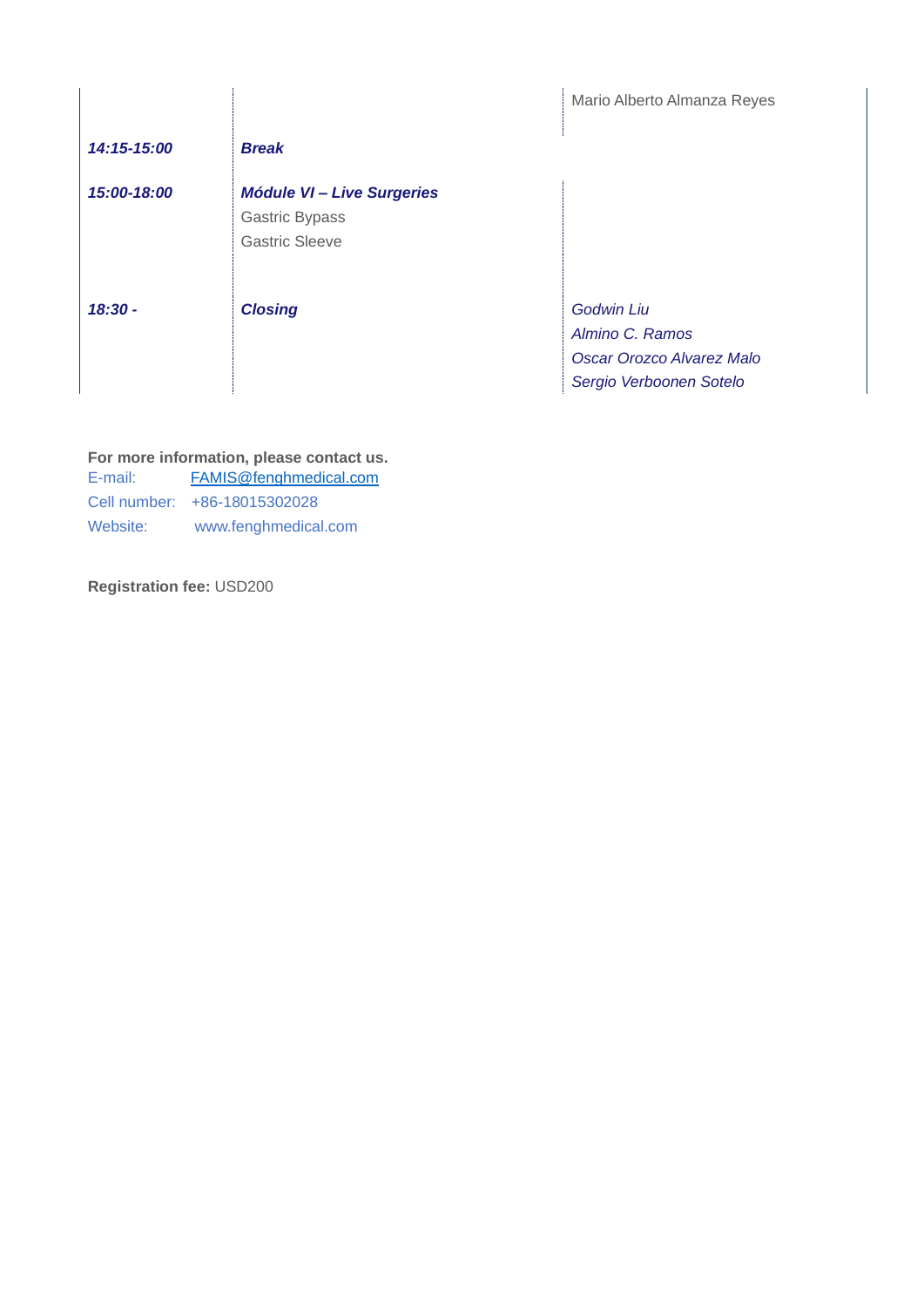| | | |
|---|---|---|
| | | Mario Alberto Almanza Reyes |
| ***14:15-15:00*** | ***Break*** | |
| ***15:00-18:00*** | ***Módule VI – Live Surgeries***<br>Gastric Bypass<br>Gastric Sleeve | |
| ***18:30 -*** | ***Closing*** | *Godwin Liu*<br>*Almino C. Ramos*<br>*Oscar Orozco Alvarez Malo*<br>*Sergio Verboonen Sotelo* |

**For more information, please contact us.**

E-mail: FAMIS@fenghmedical.com
Cell number: +86-18015302028
Website: www.fenghmedical.com

**Registration fee:** USD200